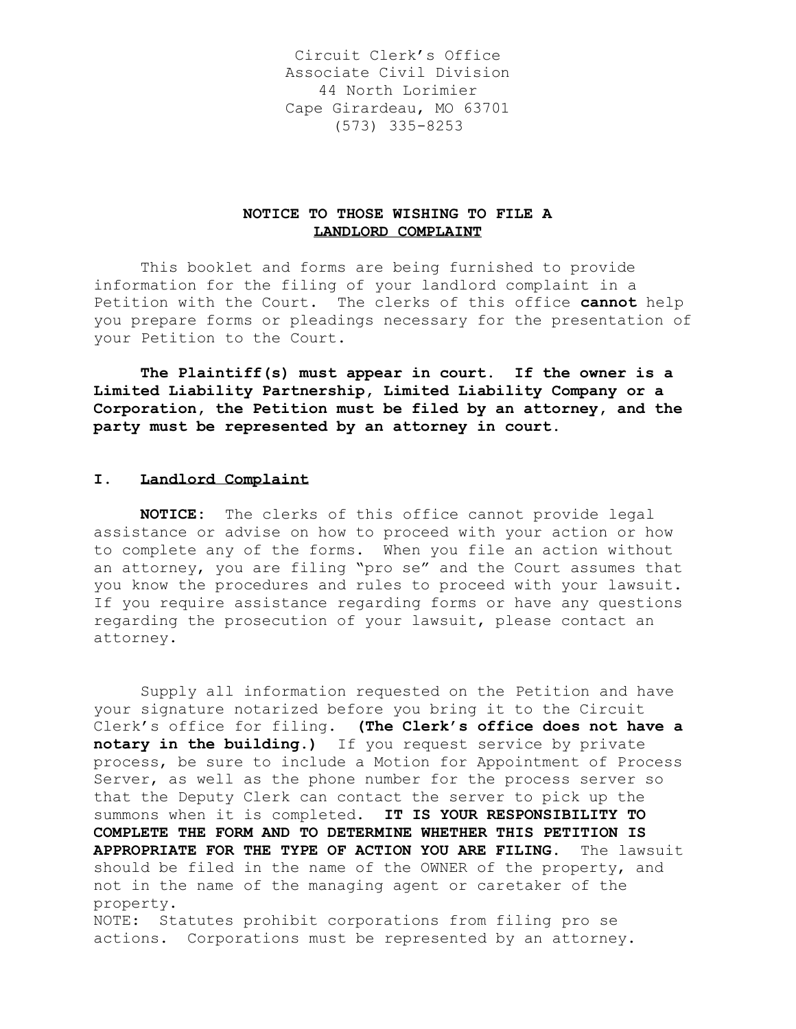Circuit Clerk's Office
Associate Civil Division
44 North Lorimier
Cape Girardeau, MO 63701
(573) 335-8253

## NOTICE TO THOSE WISHING TO FILE A <u>LANDLORD COMPLAINT</u>

This booklet and forms are being furnished to provide information for the filing of your landlord complaint in a Petition with the Court. The clerks of this office **cannot** help you prepare forms or pleadings necessary for the presentation of your Petition to the Court.

**The Plaintiff(s) must appear in court. If the owner is a Limited Liability Partnership, Limited Liability Company or a Corporation, the Petition must be filed by an attorney, and the party must be represented by an attorney in court.**

## I. <u>Landlord Complaint</u>

**NOTICE:** The clerks of this office cannot provide legal assistance or advise on how to proceed with your action or how to complete any of the forms. When you file an action without an attorney, you are filing "pro se" and the Court assumes that you know the procedures and rules to proceed with your lawsuit. If you require assistance regarding forms or have any questions regarding the prosecution of your lawsuit, please contact an attorney.

Supply all information requested on the Petition and have your signature notarized before you bring it to the Circuit Clerk's office for filing. **(The Clerk's office does not have a notary in the building.)** If you request service by private process, be sure to include a Motion for Appointment of Process Server, as well as the phone number for the process server so that the Deputy Clerk can contact the server to pick up the summons when it is completed. **IT IS YOUR RESPONSIBILITY TO COMPLETE THE FORM AND TO DETERMINE WHETHER THIS PETITION IS APPROPRIATE FOR THE TYPE OF ACTION YOU ARE FILING.** The lawsuit should be filed in the name of the OWNER of the property, and not in the name of the managing agent or caretaker of the property.

NOTE: Statutes prohibit corporations from filing pro se actions. Corporations must be represented by an attorney.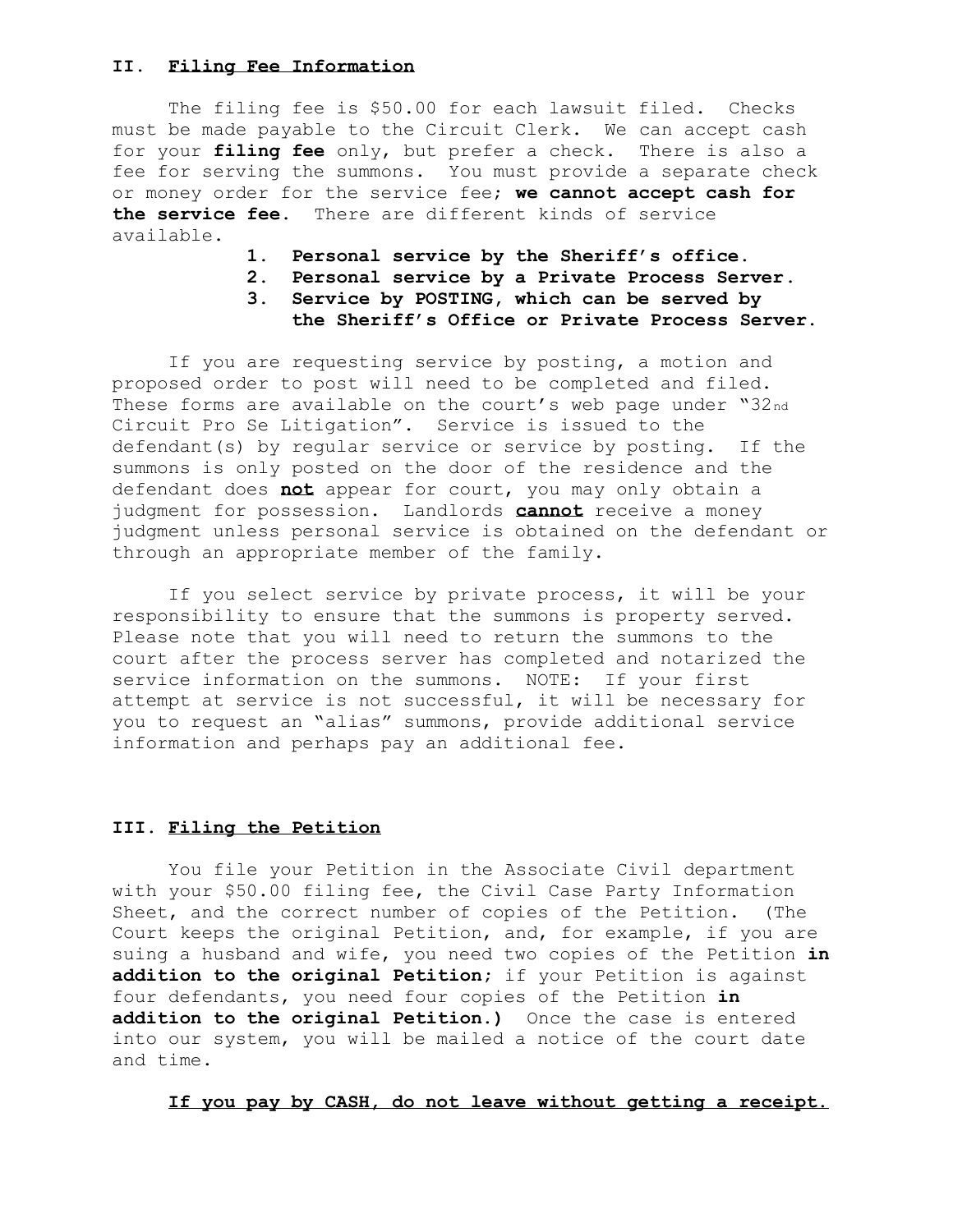## II. Filing Fee Information

The filing fee is $50.00 for each lawsuit filed. Checks must be made payable to the Circuit Clerk. We can accept cash for your **filing fee** only, but prefer a check. There is also a fee for serving the summons. You must provide a separate check or money order for the service fee; **we cannot accept cash for the service fee.** There are different kinds of service available.

1. **Personal service by the Sheriff's office.**
2. **Personal service by a Private Process Server.**
3. **Service by POSTING, which can be served by the Sheriff's Office or Private Process Server.**

If you are requesting service by posting, a motion and proposed order to post will need to be completed and filed. These forms are available on the court's web page under "32nd Circuit Pro Se Litigation". Service is issued to the defendant(s) by regular service or service by posting. If the summons is only posted on the door of the residence and the defendant does **not** appear for court, you may only obtain a judgment for possession. Landlords **cannot** receive a money judgment unless personal service is obtained on the defendant or through an appropriate member of the family.

If you select service by private process, it will be your responsibility to ensure that the summons is property served. Please note that you will need to return the summons to the court after the process server has completed and notarized the service information on the summons. NOTE: If your first attempt at service is not successful, it will be necessary for you to request an "alias" summons, provide additional service information and perhaps pay an additional fee.

## III. Filing the Petition

You file your Petition in the Associate Civil department with your $50.00 filing fee, the Civil Case Party Information Sheet, and the correct number of copies of the Petition. (The Court keeps the original Petition, and, for example, if you are suing a husband and wife, you need two copies of the Petition **in addition to the original Petition**; if your Petition is against four defendants, you need four copies of the Petition **in addition to the original Petition.)** Once the case is entered into our system, you will be mailed a notice of the court date and time.

**If you pay by CASH, do not leave without getting a receipt.**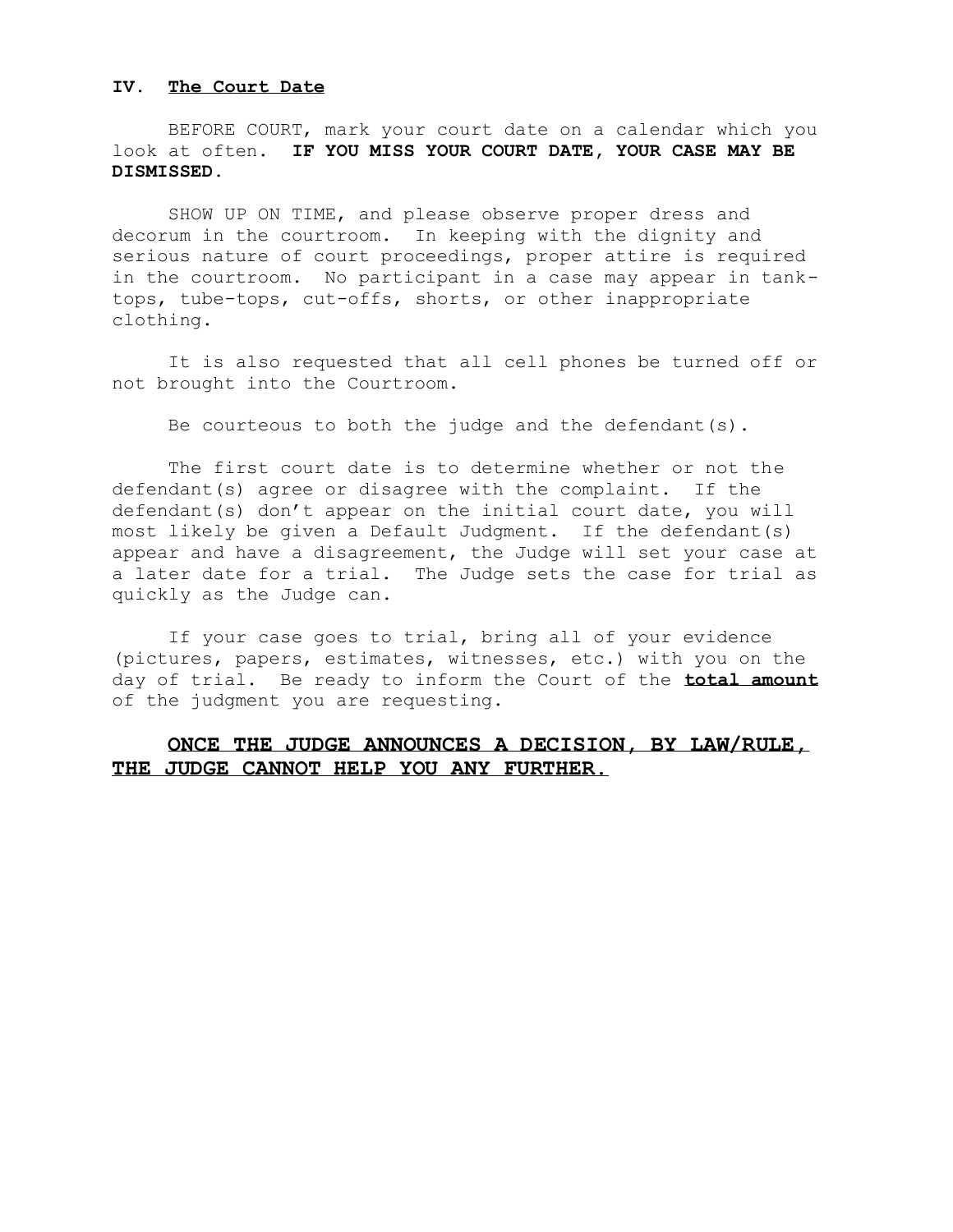## IV. The Court Date

BEFORE COURT, mark your court date on a calendar which you look at often. **IF YOU MISS YOUR COURT DATE, YOUR CASE MAY BE DISMISSED.**

SHOW UP ON TIME, and please observe proper dress and decorum in the courtroom. In keeping with the dignity and serious nature of court proceedings, proper attire is required in the courtroom. No participant in a case may appear in tank-tops, tube-tops, cut-offs, shorts, or other inappropriate clothing.

It is also requested that all cell phones be turned off or not brought into the Courtroom.

Be courteous to both the judge and the defendant(s).

The first court date is to determine whether or not the defendant(s) agree or disagree with the complaint. If the defendant(s) don't appear on the initial court date, you will most likely be given a Default Judgment. If the defendant(s) appear and have a disagreement, the Judge will set your case at a later date for a trial. The Judge sets the case for trial as quickly as the Judge can.

If your case goes to trial, bring all of your evidence (pictures, papers, estimates, witnesses, etc.) with you on the day of trial. Be ready to inform the Court of the **total amount** of the judgment you are requesting.

**ONCE THE JUDGE ANNOUNCES A DECISION, BY LAW/RULE, THE JUDGE CANNOT HELP YOU ANY FURTHER.**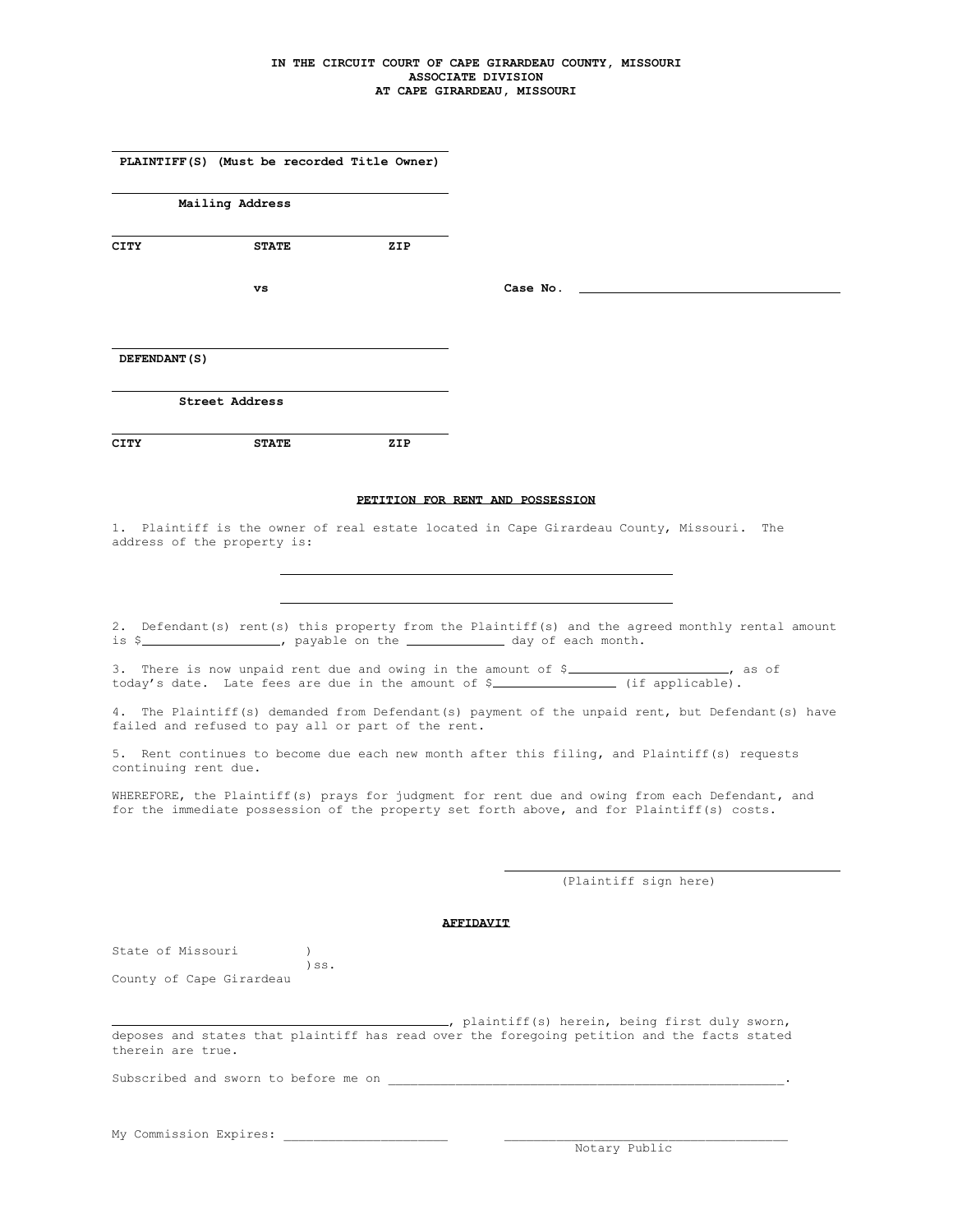**IN THE CIRCUIT COURT OF CAPE GIRARDEAU COUNTY, MISSOURI**
**ASSOCIATE DIVISION**
**AT CAPE GIRARDEAU, MISSOURI**

______________________________________
**PLAINTIFF(S) (Must be recorded Title Owner)**

______________________________________
**Mailing Address**

______________________________________
**CITY STATE ZIP**

**vs** **Case No.** ______________________________

______________________________________
**DEFENDANT(S)**

______________________________________
**Street Address**

______________________________________
**CITY STATE ZIP**

**PETITION FOR RENT AND POSSESSION**

1. Plaintiff is the owner of real estate located in Cape Girardeau County, Missouri. The address of the property is:

______________________________________

______________________________________

2. Defendant(s) rent(s) this property from the Plaintiff(s) and the agreed monthly rental amount is $________________, payable on the ___________ day of each month.

3. There is now unpaid rent due and owing in the amount of $____________________, as of today's date. Late fees are due in the amount of $_______________ (if applicable).

4. The Plaintiff(s) demanded from Defendant(s) payment of the unpaid rent, but Defendant(s) have failed and refused to pay all or part of the rent.

5. Rent continues to become due each new month after this filing, and Plaintiff(s) requests continuing rent due.

WHEREFORE, the Plaintiff(s) prays for judgment for rent due and owing from each Defendant, and for the immediate possession of the property set forth above, and for Plaintiff(s) costs.

______________________________________
(Plaintiff sign here)

**AFFIDAVIT**

State of Missouri )
)ss.
County of Cape Girardeau

______________________________________, plaintiff(s) herein, being first duly sworn, deposes and states that plaintiff has read over the foregoing petition and the facts stated therein are true.

Subscribed and sworn to before me on ______________________________________________________.

My Commission Expires: ______________________ ______________________________________
Notary Public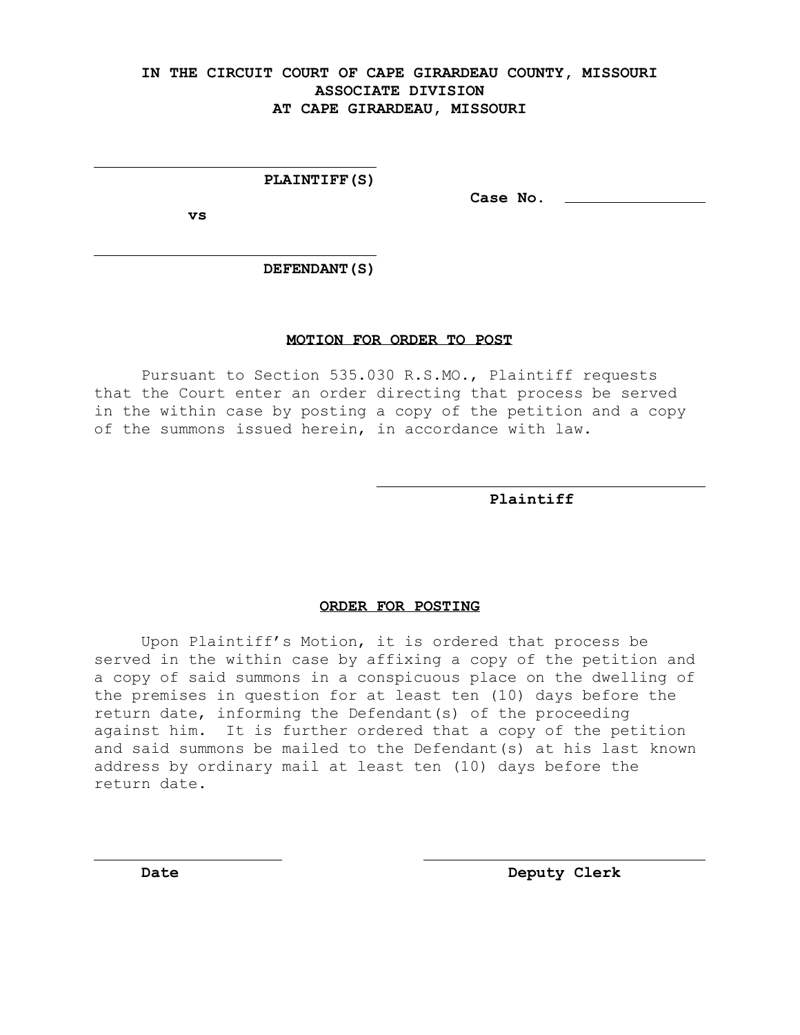**IN THE CIRCUIT COURT OF CAPE GIRARDEAU COUNTY, MISSOURI**
**ASSOCIATE DIVISION**
**AT CAPE GIRARDEAU, MISSOURI**

\_\_\_\_\_\_\_\_\_\_\_\_\_\_\_\_\_\_\_\_\_\_\_\_\_\_\_\_\_\_\_\_\_\_\_\_
**PLAINTIFF(S)**

**Case No.** \_\_\_\_\_\_\_\_\_\_\_\_\_\_\_\_

**vs**

\_\_\_\_\_\_\_\_\_\_\_\_\_\_\_\_\_\_\_\_\_\_\_\_\_\_\_\_\_\_\_\_\_\_\_\_
**DEFENDANT(S)**

**MOTION FOR ORDER TO POST**

Pursuant to Section 535.030 R.S.MO., Plaintiff requests that the Court enter an order directing that process be served in the within case by posting a copy of the petition and a copy of the summons issued herein, in accordance with law.

\_\_\_\_\_\_\_\_\_\_\_\_\_\_\_\_\_\_\_\_\_\_\_\_\_\_\_\_\_\_\_\_\_\_\_\_
**Plaintiff**

**ORDER FOR POSTING**

Upon Plaintiff's Motion, it is ordered that process be served in the within case by affixing a copy of the petition and a copy of said summons in a conspicuous place on the dwelling of the premises in question for at least ten (10) days before the return date, informing the Defendant(s) of the proceeding against him. It is further ordered that a copy of the petition and said summons be mailed to the Defendant(s) at his last known address by ordinary mail at least ten (10) days before the return date.

\_\_\_\_\_\_\_\_\_\_\_\_\_\_\_\_\_\_\_\_ &nbsp;&nbsp;&nbsp;&nbsp;&nbsp;&nbsp;&nbsp;&nbsp; \_\_\_\_\_\_\_\_\_\_\_\_\_\_\_\_\_\_\_\_\_\_\_\_\_\_\_\_\_\_
**Date** &nbsp;&nbsp;&nbsp;&nbsp;&nbsp;&nbsp;&nbsp;&nbsp;&nbsp;&nbsp;&nbsp;&nbsp;&nbsp;&nbsp;&nbsp;&nbsp;&nbsp;&nbsp;&nbsp;&nbsp;&nbsp;&nbsp;&nbsp;&nbsp;&nbsp;&nbsp;&nbsp;&nbsp;&nbsp;&nbsp;&nbsp;&nbsp; **Deputy Clerk**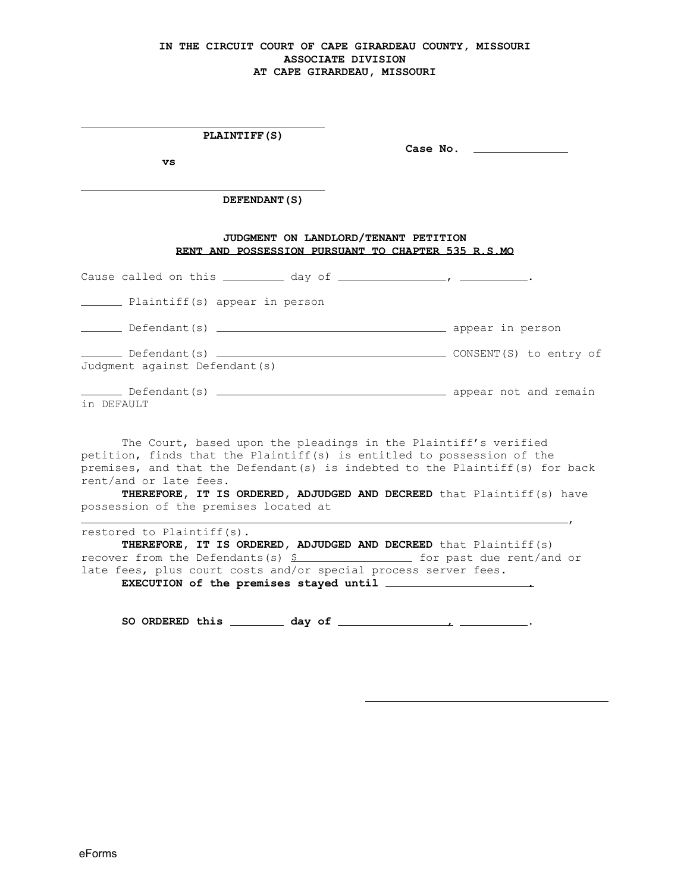**IN THE CIRCUIT COURT OF CAPE GIRARDEAU COUNTY, MISSOURI**
**ASSOCIATE DIVISION**
**AT CAPE GIRARDEAU, MISSOURI**

______________________________________
**PLAINTIFF(S)**

**Case No.** ______________

**vs**

______________________________________
**DEFENDANT(S)**

**JUDGMENT ON LANDLORD/TENANT PETITION**
**RENT AND POSSESSION PURSUANT TO CHAPTER 535 R.S.MO**

Cause called on this ________ day of _______________, __________.

______ Plaintiff(s) appear in person

______ Defendant(s) __________________________________ appear in person

______ Defendant(s) __________________________________ CONSENT(S) to entry of Judgment against Defendant(s)

______ Defendant(s) __________________________________ appear not and remain in DEFAULT

The Court, based upon the pleadings in the Plaintiff's verified petition, finds that the Plaintiff(s) is entitled to possession of the premises, and that the Defendant(s) is indebted to the Plaintiff(s) for back rent/and or late fees.

**THEREFORE, IT IS ORDERED, ADJUDGED AND DECREED** that Plaintiff(s) have possession of the premises located at

______________________________________________________________________,

restored to Plaintiff(s).

**THEREFORE, IT IS ORDERED, ADJUDGED AND DECREED** that Plaintiff(s) recover from the Defendants(s) $________________ for past due rent/and or late fees, plus court costs and/or special process server fees.

**EXECUTION of the premises stayed until ____________________.**

**SO ORDERED this ________ day of _______________, __________.**

______________________________________

eForms